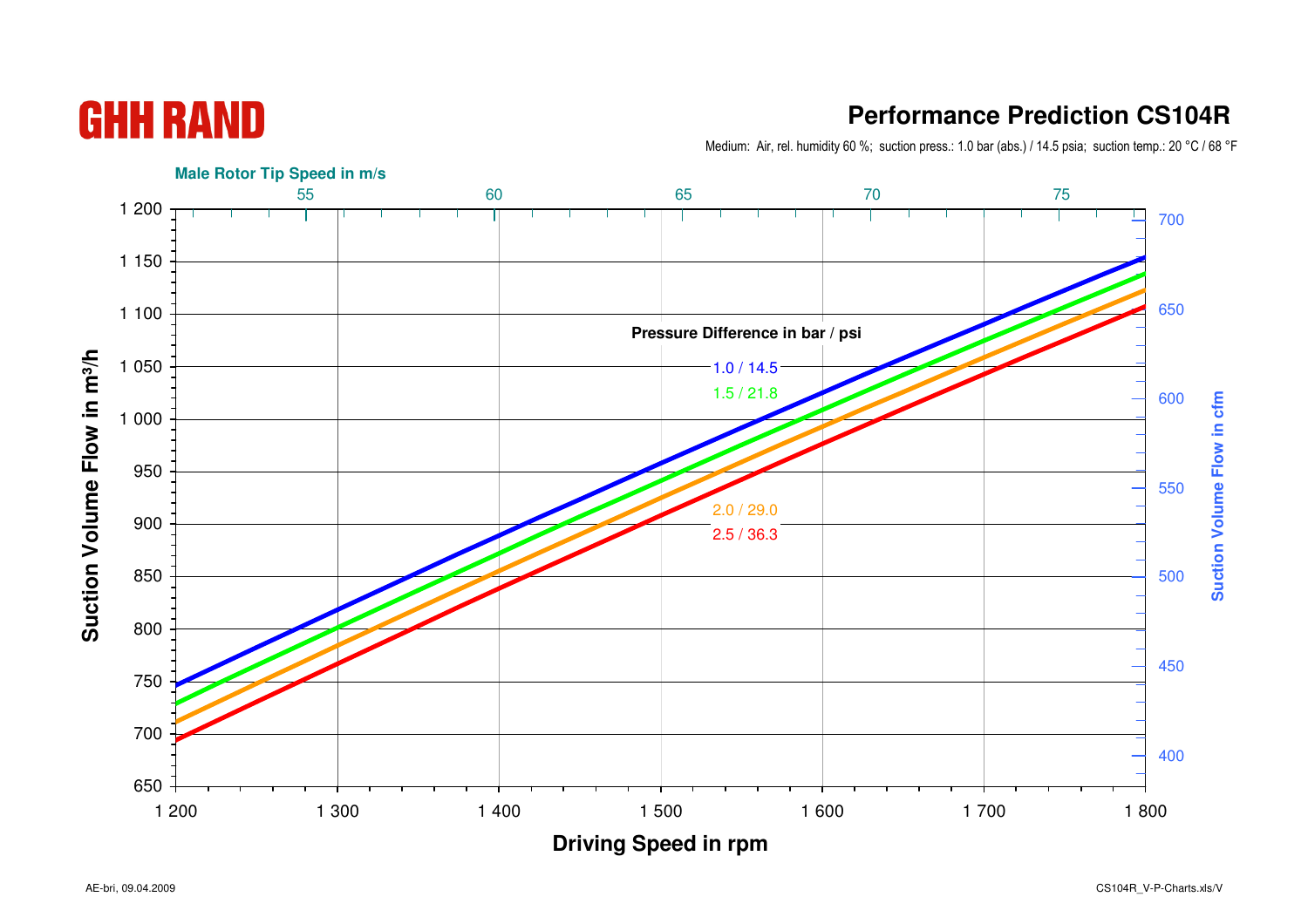GHH RAND

# Performance Prediction CS104R

Medium: Air, rel. humidity 60 %; suction press.: 1.0 bar (abs.) / 14.5 psia; suction temp.: 20 °C / 68 °F

Male Rotor Tip Speed in m/s

55 60 65 70 75

Suction Volume Flow in m³/h

1 200, 1 150, 1 100, 1 050, 1 000, 950, 900, 850, 800, 750, 700, 650

Suction Volume Flow in cfm

700, 650, 600, 550, 500, 450, 400

**Pressure Difference in bar / psi**

1.0 / 14.5

1.5 / 21.8

2.0 / 29.0

2.5 / 36.3

1 200 1 300 1 400 1 500 1 600 1 700 1 800

**Driving Speed in rpm**

AE-bri, 09.04.2009

CS104R_V-P-Charts.xls/V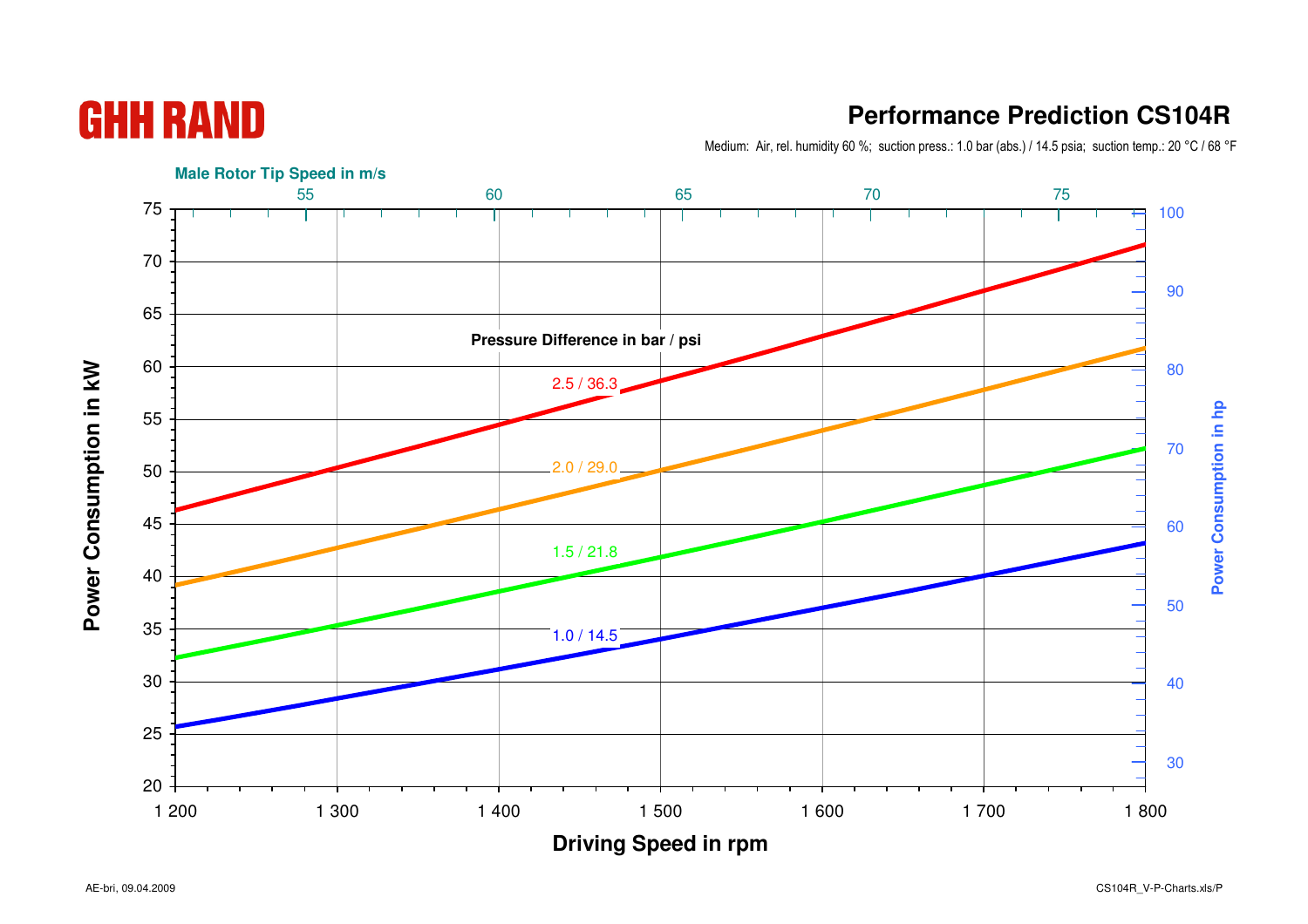GHH RAND

# Performance Prediction CS104R

Medium: Air, rel. humidity 60 %; suction press.: 1.0 bar (abs.) / 14.5 psia; suction temp.: 20 °C / 68 °F

Male Rotor Tip Speed in m/s

55
60
65
70
75

Power Consumption in kW

75
70
65
60
55
50
45
40
35
30
25
20

Power Consumption in hp

100
90
80
70
60
50
40
30

Pressure Difference in bar / psi

2.5 / 36.3

2.0 / 29.0

1.5 / 21.8

1.0 / 14.5

1 200
1 300
1 400
1 500
1 600
1 700
1 800

Driving Speed in rpm

AE-bri, 09.04.2009

CS104R_V-P-Charts.xls/P